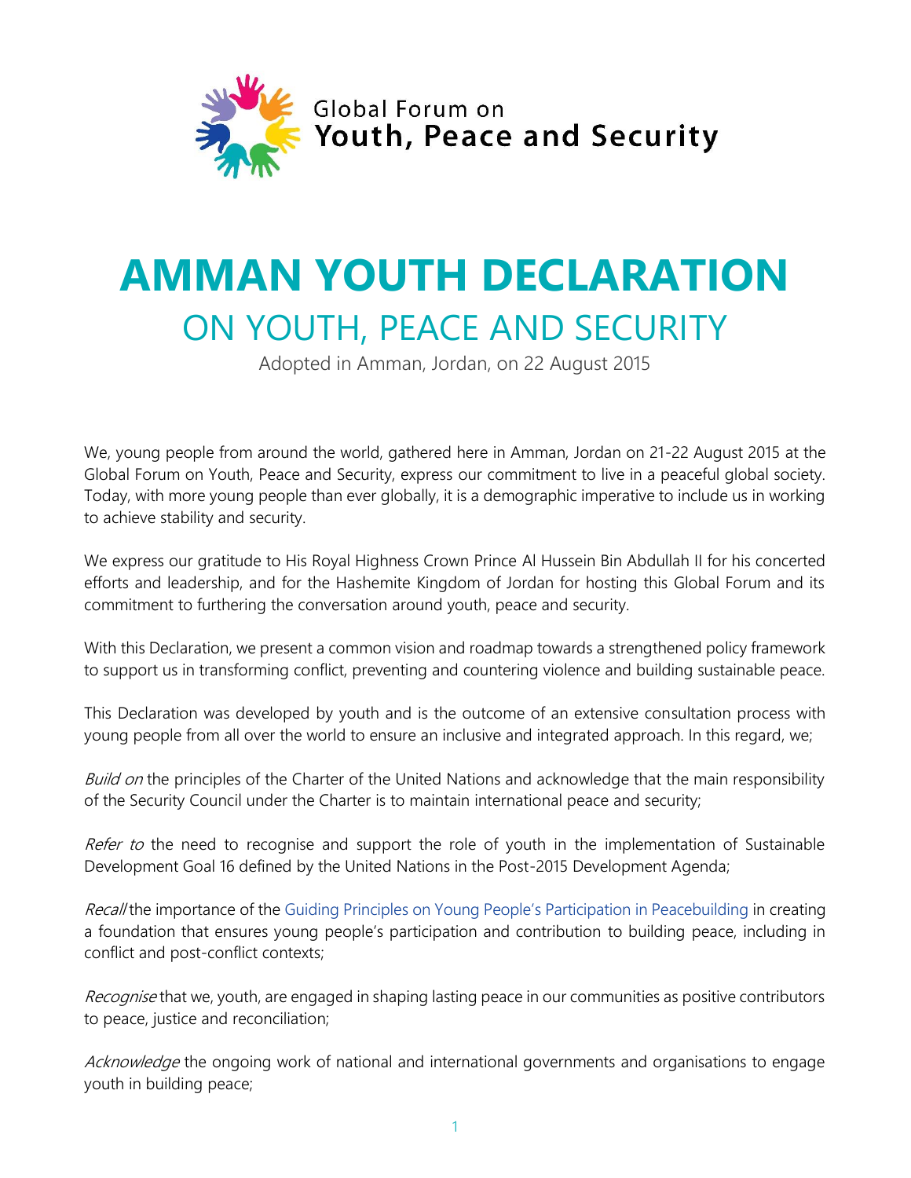Global Forum on
**Youth, Peace and Security**

# AMMAN YOUTH DECLARATION

## ON YOUTH, PEACE AND SECURITY

Adopted in Amman, Jordan, on 22 August 2015

We, young people from around the world, gathered here in Amman, Jordan on 21-22 August 2015 at the Global Forum on Youth, Peace and Security, express our commitment to live in a peaceful global society. Today, with more young people than ever globally, it is a demographic imperative to include us in working to achieve stability and security.

We express our gratitude to His Royal Highness Crown Prince Al Hussein Bin Abdullah II for his concerted efforts and leadership, and for the Hashemite Kingdom of Jordan for hosting this Global Forum and its commitment to furthering the conversation around youth, peace and security.

With this Declaration, we present a common vision and roadmap towards a strengthened policy framework to support us in transforming conflict, preventing and countering violence and building sustainable peace.

This Declaration was developed by youth and is the outcome of an extensive consultation process with young people from all over the world to ensure an inclusive and integrated approach. In this regard, we;

*Build on* the principles of the Charter of the United Nations and acknowledge that the main responsibility of the Security Council under the Charter is to maintain international peace and security;

*Refer to* the need to recognise and support the role of youth in the implementation of Sustainable Development Goal 16 defined by the United Nations in the Post-2015 Development Agenda;

*Recall* the importance of the Guiding Principles on Young People's Participation in Peacebuilding in creating a foundation that ensures young people's participation and contribution to building peace, including in conflict and post-conflict contexts;

*Recognise* that we, youth, are engaged in shaping lasting peace in our communities as positive contributors to peace, justice and reconciliation;

*Acknowledge* the ongoing work of national and international governments and organisations to engage youth in building peace;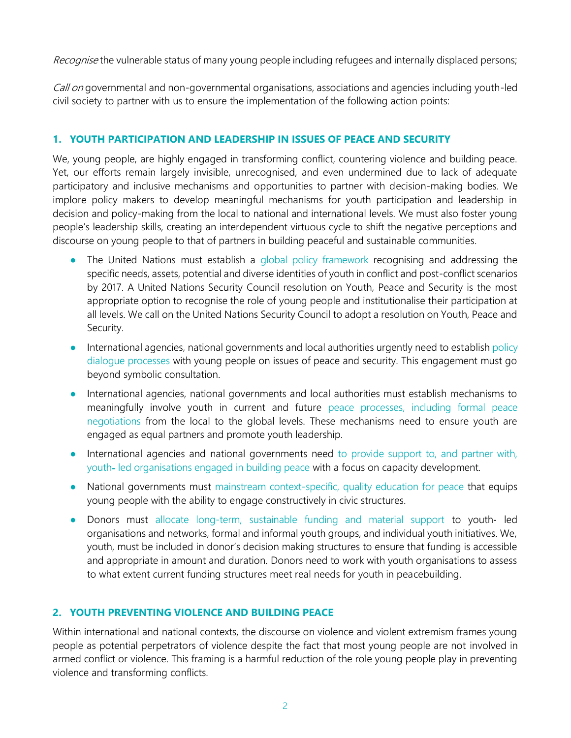*Recognise* the vulnerable status of many young people including refugees and internally displaced persons;

*Call on* governmental and non-governmental organisations, associations and agencies including youth-led civil society to partner with us to ensure the implementation of the following action points:

## 1. YOUTH PARTICIPATION AND LEADERSHIP IN ISSUES OF PEACE AND SECURITY

We, young people, are highly engaged in transforming conflict, countering violence and building peace. Yet, our efforts remain largely invisible, unrecognised, and even undermined due to lack of adequate participatory and inclusive mechanisms and opportunities to partner with decision-making bodies. We implore policy makers to develop meaningful mechanisms for youth participation and leadership in decision and policy-making from the local to national and international levels. We must also foster young people's leadership skills, creating an interdependent virtuous cycle to shift the negative perceptions and discourse on young people to that of partners in building peaceful and sustainable communities.

- The United Nations must establish a global policy framework recognising and addressing the specific needs, assets, potential and diverse identities of youth in conflict and post-conflict scenarios by 2017. A United Nations Security Council resolution on Youth, Peace and Security is the most appropriate option to recognise the role of young people and institutionalise their participation at all levels. We call on the United Nations Security Council to adopt a resolution on Youth, Peace and Security.
- International agencies, national governments and local authorities urgently need to establish policy dialogue processes with young people on issues of peace and security. This engagement must go beyond symbolic consultation.
- International agencies, national governments and local authorities must establish mechanisms to meaningfully involve youth in current and future peace processes, including formal peace negotiations from the local to the global levels. These mechanisms need to ensure youth are engaged as equal partners and promote youth leadership.
- International agencies and national governments need to provide support to, and partner with, youth- led organisations engaged in building peace with a focus on capacity development.
- National governments must mainstream context-specific, quality education for peace that equips young people with the ability to engage constructively in civic structures.
- Donors must allocate long-term, sustainable funding and material support to youth- led organisations and networks, formal and informal youth groups, and individual youth initiatives. We, youth, must be included in donor's decision making structures to ensure that funding is accessible and appropriate in amount and duration. Donors need to work with youth organisations to assess to what extent current funding structures meet real needs for youth in peacebuilding.

## 2. YOUTH PREVENTING VIOLENCE AND BUILDING PEACE

Within international and national contexts, the discourse on violence and violent extremism frames young people as potential perpetrators of violence despite the fact that most young people are not involved in armed conflict or violence. This framing is a harmful reduction of the role young people play in preventing violence and transforming conflicts.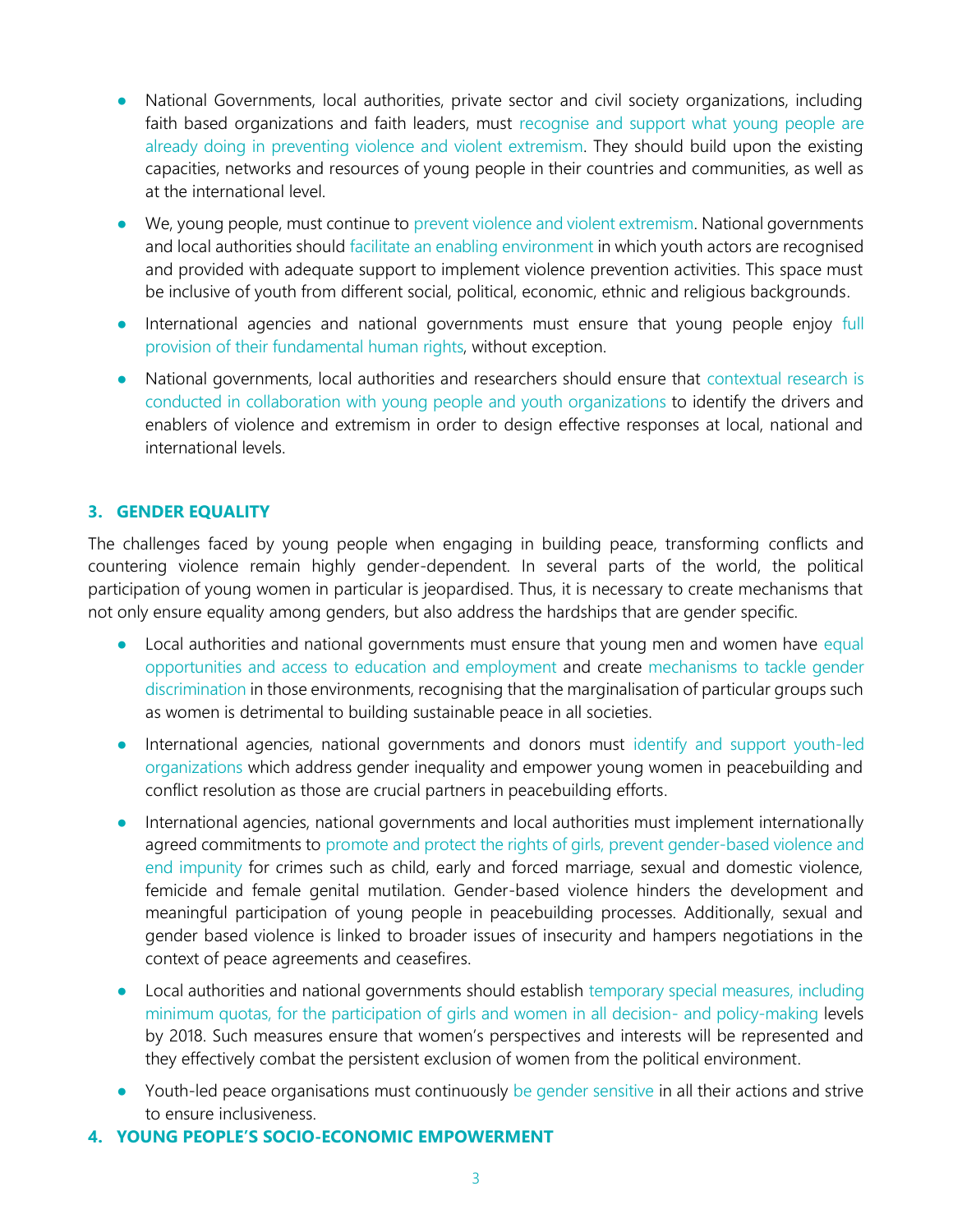- National Governments, local authorities, private sector and civil society organizations, including faith based organizations and faith leaders, must recognise and support what young people are already doing in preventing violence and violent extremism. They should build upon the existing capacities, networks and resources of young people in their countries and communities, as well as at the international level.
- We, young people, must continue to prevent violence and violent extremism. National governments and local authorities should facilitate an enabling environment in which youth actors are recognised and provided with adequate support to implement violence prevention activities. This space must be inclusive of youth from different social, political, economic, ethnic and religious backgrounds.
- International agencies and national governments must ensure that young people enjoy full provision of their fundamental human rights, without exception.
- National governments, local authorities and researchers should ensure that contextual research is conducted in collaboration with young people and youth organizations to identify the drivers and enablers of violence and extremism in order to design effective responses at local, national and international levels.

### 3. GENDER EQUALITY

The challenges faced by young people when engaging in building peace, transforming conflicts and countering violence remain highly gender-dependent. In several parts of the world, the political participation of young women in particular is jeopardised. Thus, it is necessary to create mechanisms that not only ensure equality among genders, but also address the hardships that are gender specific.

- Local authorities and national governments must ensure that young men and women have equal opportunities and access to education and employment and create mechanisms to tackle gender discrimination in those environments, recognising that the marginalisation of particular groups such as women is detrimental to building sustainable peace in all societies.
- International agencies, national governments and donors must identify and support youth-led organizations which address gender inequality and empower young women in peacebuilding and conflict resolution as those are crucial partners in peacebuilding efforts.
- International agencies, national governments and local authorities must implement internationally agreed commitments to promote and protect the rights of girls, prevent gender-based violence and end impunity for crimes such as child, early and forced marriage, sexual and domestic violence, femicide and female genital mutilation. Gender-based violence hinders the development and meaningful participation of young people in peacebuilding processes. Additionally, sexual and gender based violence is linked to broader issues of insecurity and hampers negotiations in the context of peace agreements and ceasefires.
- Local authorities and national governments should establish temporary special measures, including minimum quotas, for the participation of girls and women in all decision- and policy-making levels by 2018. Such measures ensure that women's perspectives and interests will be represented and they effectively combat the persistent exclusion of women from the political environment.
- Youth-led peace organisations must continuously be gender sensitive in all their actions and strive to ensure inclusiveness.

### 4. YOUNG PEOPLE'S SOCIO-ECONOMIC EMPOWERMENT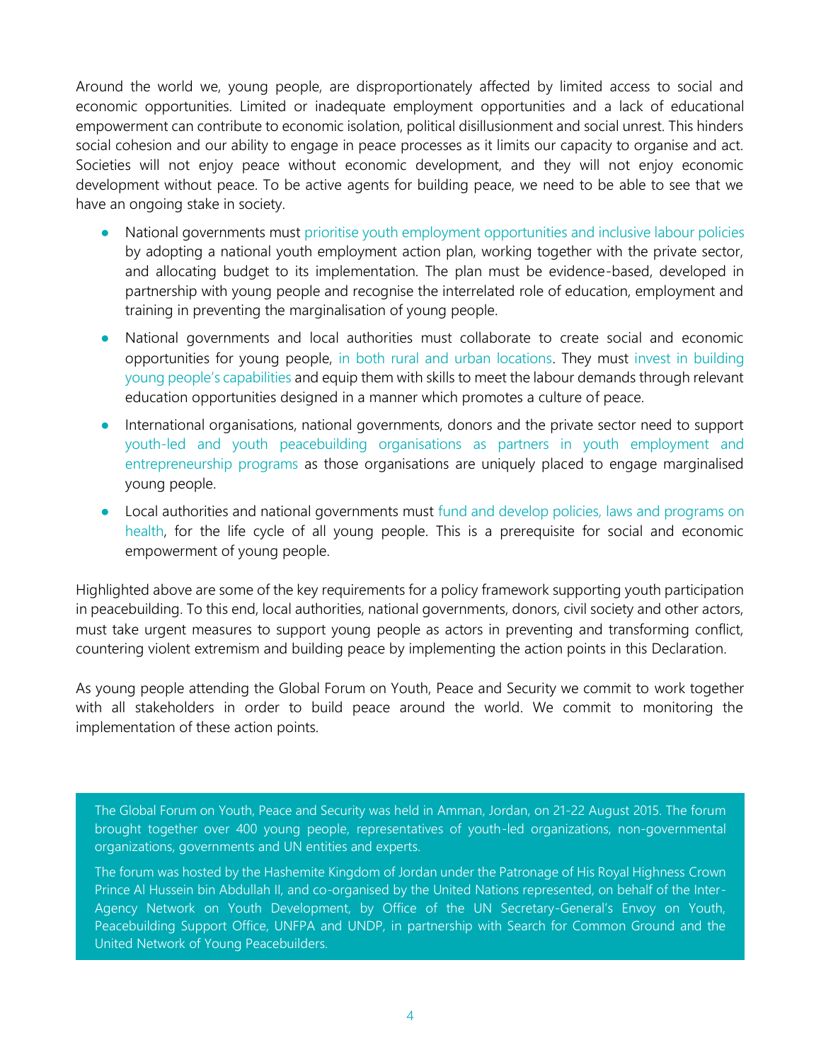Around the world we, young people, are disproportionately affected by limited access to social and economic opportunities. Limited or inadequate employment opportunities and a lack of educational empowerment can contribute to economic isolation, political disillusionment and social unrest. This hinders social cohesion and our ability to engage in peace processes as it limits our capacity to organise and act. Societies will not enjoy peace without economic development, and they will not enjoy economic development without peace. To be active agents for building peace, we need to be able to see that we have an ongoing stake in society.

- National governments must prioritise youth employment opportunities and inclusive labour policies by adopting a national youth employment action plan, working together with the private sector, and allocating budget to its implementation. The plan must be evidence-based, developed in partnership with young people and recognise the interrelated role of education, employment and training in preventing the marginalisation of young people.
- National governments and local authorities must collaborate to create social and economic opportunities for young people, in both rural and urban locations. They must invest in building young people's capabilities and equip them with skills to meet the labour demands through relevant education opportunities designed in a manner which promotes a culture of peace.
- International organisations, national governments, donors and the private sector need to support youth-led and youth peacebuilding organisations as partners in youth employment and entrepreneurship programs as those organisations are uniquely placed to engage marginalised young people.
- Local authorities and national governments must fund and develop policies, laws and programs on health, for the life cycle of all young people. This is a prerequisite for social and economic empowerment of young people.

Highlighted above are some of the key requirements for a policy framework supporting youth participation in peacebuilding. To this end, local authorities, national governments, donors, civil society and other actors, must take urgent measures to support young people as actors in preventing and transforming conflict, countering violent extremism and building peace by implementing the action points in this Declaration.

As young people attending the Global Forum on Youth, Peace and Security we commit to work together with all stakeholders in order to build peace around the world. We commit to monitoring the implementation of these action points.

The Global Forum on Youth, Peace and Security was held in Amman, Jordan, on 21-22 August 2015. The forum brought together over 400 young people, representatives of youth-led organizations, non-governmental organizations, governments and UN entities and experts.

The forum was hosted by the Hashemite Kingdom of Jordan under the Patronage of His Royal Highness Crown Prince Al Hussein bin Abdullah II, and co-organised by the United Nations represented, on behalf of the Inter-Agency Network on Youth Development, by Office of the UN Secretary-General's Envoy on Youth, Peacebuilding Support Office, UNFPA and UNDP, in partnership with Search for Common Ground and the United Network of Young Peacebuilders.